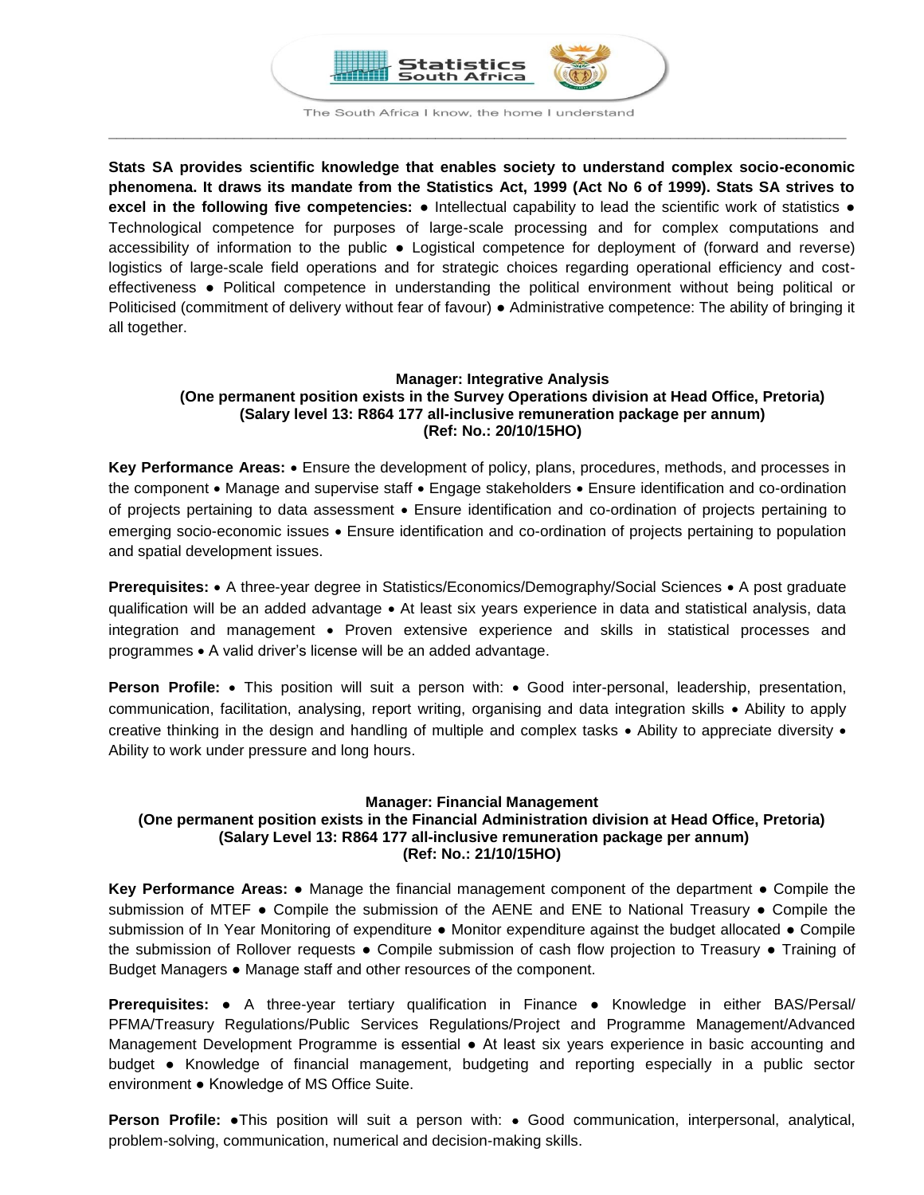Statistics South Africa

The South Africa I know, the home I understand

**Stats SA provides scientific knowledge that enables society to understand complex socio-economic phenomena. It draws its mandate from the Statistics Act, 1999 (Act No 6 of 1999). Stats SA strives to excel in the following five competencies:** ● Intellectual capability to lead the scientific work of statistics ● Technological competence for purposes of large-scale processing and for complex computations and accessibility of information to the public ● Logistical competence for deployment of (forward and reverse) logistics of large-scale field operations and for strategic choices regarding operational efficiency and cost-effectiveness ● Political competence in understanding the political environment without being political or Politicised (commitment of delivery without fear of favour) ● Administrative competence: The ability of bringing it all together.

**Manager: Integrative Analysis**
**(One permanent position exists in the Survey Operations division at Head Office, Pretoria)**
**(Salary level 13: R864 177 all-inclusive remuneration package per annum)**
**(Ref: No.: 20/10/15HO)**

**Key Performance Areas:** • Ensure the development of policy, plans, procedures, methods, and processes in the component • Manage and supervise staff • Engage stakeholders • Ensure identification and co-ordination of projects pertaining to data assessment • Ensure identification and co-ordination of projects pertaining to emerging socio-economic issues • Ensure identification and co-ordination of projects pertaining to population and spatial development issues.

**Prerequisites:** • A three-year degree in Statistics/Economics/Demography/Social Sciences • A post graduate qualification will be an added advantage • At least six years experience in data and statistical analysis, data integration and management • Proven extensive experience and skills in statistical processes and programmes • A valid driver's license will be an added advantage.

**Person Profile:** • This position will suit a person with: • Good inter-personal, leadership, presentation, communication, facilitation, analysing, report writing, organising and data integration skills • Ability to apply creative thinking in the design and handling of multiple and complex tasks • Ability to appreciate diversity • Ability to work under pressure and long hours.

**Manager: Financial Management**
**(One permanent position exists in the Financial Administration division at Head Office, Pretoria)**
**(Salary Level 13: R864 177 all-inclusive remuneration package per annum)**
**(Ref: No.: 21/10/15HO)**

**Key Performance Areas:** ● Manage the financial management component of the department ● Compile the submission of MTEF ● Compile the submission of the AENE and ENE to National Treasury ● Compile the submission of In Year Monitoring of expenditure ● Monitor expenditure against the budget allocated ● Compile the submission of Rollover requests ● Compile submission of cash flow projection to Treasury ● Training of Budget Managers ● Manage staff and other resources of the component.

**Prerequisites:** ● A three-year tertiary qualification in Finance ● Knowledge in either BAS/Persal/ PFMA/Treasury Regulations/Public Services Regulations/Project and Programme Management/Advanced Management Development Programme is essential ● At least six years experience in basic accounting and budget ● Knowledge of financial management, budgeting and reporting especially in a public sector environment ● Knowledge of MS Office Suite.

**Person Profile:** ●This position will suit a person with: • Good communication, interpersonal, analytical, problem-solving, communication, numerical and decision-making skills.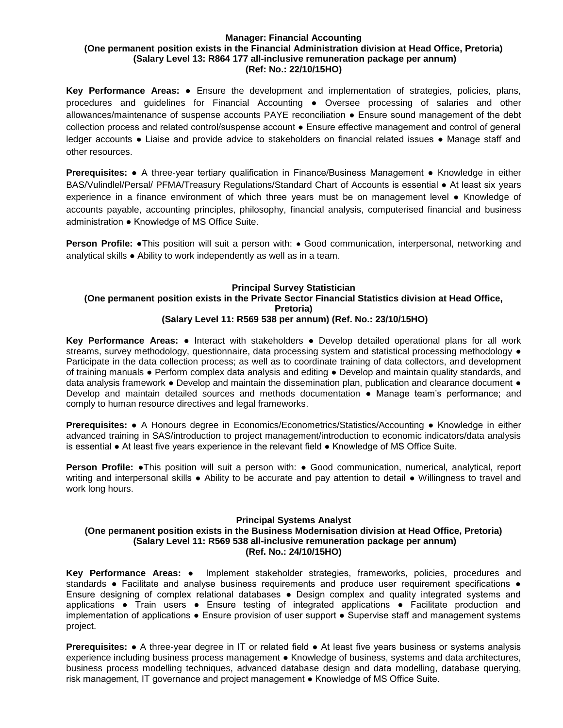## Manager: Financial Accounting

**(One permanent position exists in the Financial Administration division at Head Office, Pretoria)**
**(Salary Level 13: R864 177 all-inclusive remuneration package per annum)**
**(Ref: No.: 22/10/15HO)**

**Key Performance Areas:** ● Ensure the development and implementation of strategies, policies, plans, procedures and guidelines for Financial Accounting ● Oversee processing of salaries and other allowances/maintenance of suspense accounts PAYE reconciliation ● Ensure sound management of the debt collection process and related control/suspense account ● Ensure effective management and control of general ledger accounts ● Liaise and provide advice to stakeholders on financial related issues ● Manage staff and other resources.

**Prerequisites:** ● A three-year tertiary qualification in Finance/Business Management ● Knowledge in either BAS/Vulindlel/Persal/ PFMA/Treasury Regulations/Standard Chart of Accounts is essential ● At least six years experience in a finance environment of which three years must be on management level ● Knowledge of accounts payable, accounting principles, philosophy, financial analysis, computerised financial and business administration ● Knowledge of MS Office Suite.

**Person Profile:** ●This position will suit a person with: ● Good communication, interpersonal, networking and analytical skills ● Ability to work independently as well as in a team.

## Principal Survey Statistician

**(One permanent position exists in the Private Sector Financial Statistics division at Head Office, Pretoria)**
**(Salary Level 11: R569 538 per annum) (Ref. No.: 23/10/15HO)**

**Key Performance Areas:** ● Interact with stakeholders ● Develop detailed operational plans for all work streams, survey methodology, questionnaire, data processing system and statistical processing methodology ● Participate in the data collection process; as well as to coordinate training of data collectors, and development of training manuals ● Perform complex data analysis and editing ● Develop and maintain quality standards, and data analysis framework ● Develop and maintain the dissemination plan, publication and clearance document ● Develop and maintain detailed sources and methods documentation ● Manage team's performance; and comply to human resource directives and legal frameworks.

**Prerequisites:** ● A Honours degree in Economics/Econometrics/Statistics/Accounting ● Knowledge in either advanced training in SAS/introduction to project management/introduction to economic indicators/data analysis is essential ● At least five years experience in the relevant field ● Knowledge of MS Office Suite.

**Person Profile:** ●This position will suit a person with: ● Good communication, numerical, analytical, report writing and interpersonal skills ● Ability to be accurate and pay attention to detail ● Willingness to travel and work long hours.

## Principal Systems Analyst

**(One permanent position exists in the Business Modernisation division at Head Office, Pretoria)**
**(Salary Level 11: R569 538 all-inclusive remuneration package per annum)**
**(Ref. No.: 24/10/15HO)**

**Key Performance Areas:** ● Implement stakeholder strategies, frameworks, policies, procedures and standards ● Facilitate and analyse business requirements and produce user requirement specifications ● Ensure designing of complex relational databases ● Design complex and quality integrated systems and applications ● Train users ● Ensure testing of integrated applications ● Facilitate production and implementation of applications ● Ensure provision of user support ● Supervise staff and management systems project.

**Prerequisites:** ● A three-year degree in IT or related field ● At least five years business or systems analysis experience including business process management ● Knowledge of business, systems and data architectures, business process modelling techniques, advanced database design and data modelling, database querying, risk management, IT governance and project management ● Knowledge of MS Office Suite.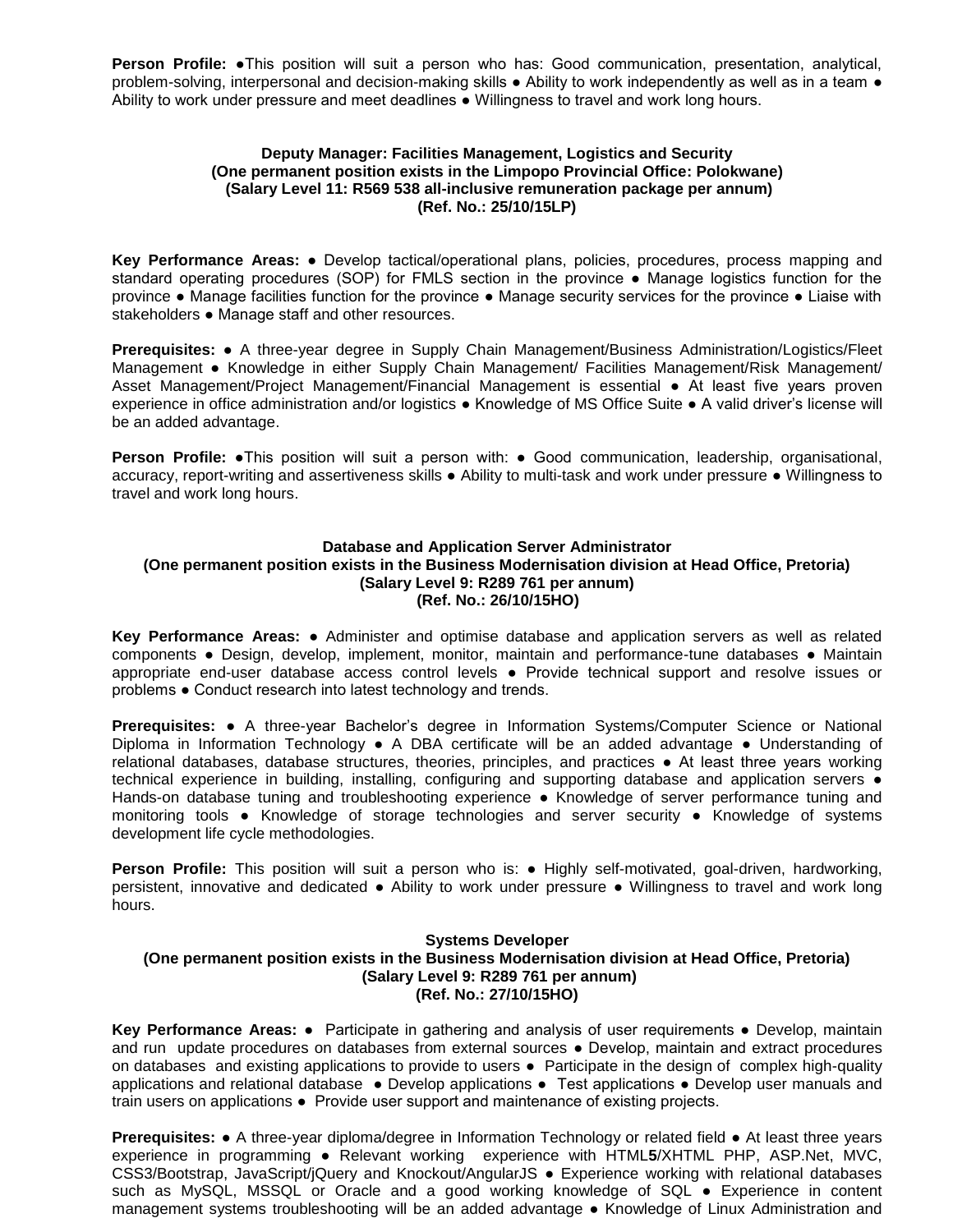**Person Profile:** ●This position will suit a person who has: Good communication, presentation, analytical, problem-solving, interpersonal and decision-making skills ● Ability to work independently as well as in a team ● Ability to work under pressure and meet deadlines ● Willingness to travel and work long hours.

**Deputy Manager: Facilities Management, Logistics and Security**
**(One permanent position exists in the Limpopo Provincial Office: Polokwane)**
**(Salary Level 11: R569 538 all-inclusive remuneration package per annum)**
**(Ref. No.: 25/10/15LP)**

**Key Performance Areas:** ● Develop tactical/operational plans, policies, procedures, process mapping and standard operating procedures (SOP) for FMLS section in the province ● Manage logistics function for the province ● Manage facilities function for the province ● Manage security services for the province ● Liaise with stakeholders ● Manage staff and other resources.

**Prerequisites:** ● A three-year degree in Supply Chain Management/Business Administration/Logistics/Fleet Management ● Knowledge in either Supply Chain Management/ Facilities Management/Risk Management/ Asset Management/Project Management/Financial Management is essential ● At least five years proven experience in office administration and/or logistics ● Knowledge of MS Office Suite ● A valid driver's license will be an added advantage.

**Person Profile:** ●This position will suit a person with: ● Good communication, leadership, organisational, accuracy, report-writing and assertiveness skills ● Ability to multi-task and work under pressure ● Willingness to travel and work long hours.

**Database and Application Server Administrator**
**(One permanent position exists in the Business Modernisation division at Head Office, Pretoria)**
**(Salary Level 9: R289 761 per annum)**
**(Ref. No.: 26/10/15HO)**

**Key Performance Areas:** ● Administer and optimise database and application servers as well as related components ● Design, develop, implement, monitor, maintain and performance-tune databases ● Maintain appropriate end-user database access control levels ● Provide technical support and resolve issues or problems ● Conduct research into latest technology and trends.

**Prerequisites:** ● A three-year Bachelor's degree in Information Systems/Computer Science or National Diploma in Information Technology ● A DBA certificate will be an added advantage ● Understanding of relational databases, database structures, theories, principles, and practices ● At least three years working technical experience in building, installing, configuring and supporting database and application servers ● Hands-on database tuning and troubleshooting experience ● Knowledge of server performance tuning and monitoring tools ● Knowledge of storage technologies and server security ● Knowledge of systems development life cycle methodologies.

**Person Profile:** This position will suit a person who is: ● Highly self-motivated, goal-driven, hardworking, persistent, innovative and dedicated ● Ability to work under pressure ● Willingness to travel and work long hours.

**Systems Developer**
**(One permanent position exists in the Business Modernisation division at Head Office, Pretoria)**
**(Salary Level 9: R289 761 per annum)**
**(Ref. No.: 27/10/15HO)**

**Key Performance Areas:** ● Participate in gathering and analysis of user requirements ● Develop, maintain and run update procedures on databases from external sources ● Develop, maintain and extract procedures on databases and existing applications to provide to users ● Participate in the design of complex high-quality applications and relational database ● Develop applications ● Test applications ● Develop user manuals and train users on applications ● Provide user support and maintenance of existing projects.

**Prerequisites:** ● A three-year diploma/degree in Information Technology or related field ● At least three years experience in programming ● Relevant working experience with HTML**5**/XHTML PHP, ASP.Net, MVC, CSS3/Bootstrap, JavaScript/jQuery and Knockout/AngularJS ● Experience working with relational databases such as MySQL, MSSQL or Oracle and a good working knowledge of SQL ● Experience in content management systems troubleshooting will be an added advantage ● Knowledge of Linux Administration and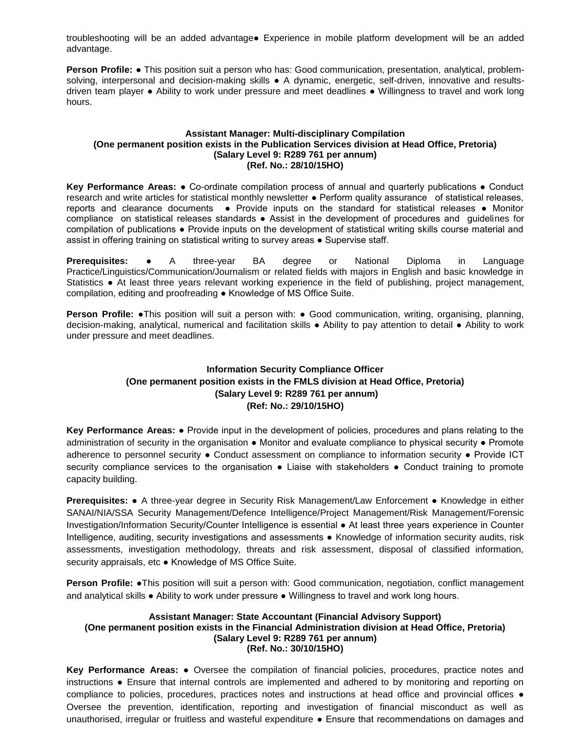troubleshooting will be an added advantage● Experience in mobile platform development will be an added advantage.

**Person Profile:** ● This position suit a person who has: Good communication, presentation, analytical, problem-solving, interpersonal and decision-making skills ● A dynamic, energetic, self-driven, innovative and results-driven team player ● Ability to work under pressure and meet deadlines ● Willingness to travel and work long hours.

### Assistant Manager: Multi-disciplinary Compilation
**(One permanent position exists in the Publication Services division at Head Office, Pretoria)**
**(Salary Level 9: R289 761 per annum)**
**(Ref. No.: 28/10/15HO)**

**Key Performance Areas:** ● Co-ordinate compilation process of annual and quarterly publications ● Conduct research and write articles for statistical monthly newsletter ● Perform quality assurance of statistical releases, reports and clearance documents ● Provide inputs on the standard for statistical releases ● Monitor compliance on statistical releases standards ● Assist in the development of procedures and guidelines for compilation of publications ● Provide inputs on the development of statistical writing skills course material and assist in offering training on statistical writing to survey areas ● Supervise staff.

**Prerequisites:** ● A three-year BA degree or National Diploma in Language Practice/Linguistics/Communication/Journalism or related fields with majors in English and basic knowledge in Statistics ● At least three years relevant working experience in the field of publishing, project management, compilation, editing and proofreading ● Knowledge of MS Office Suite.

**Person Profile:** ●This position will suit a person with: ● Good communication, writing, organising, planning, decision-making, analytical, numerical and facilitation skills ● Ability to pay attention to detail ● Ability to work under pressure and meet deadlines.

### Information Security Compliance Officer
**(One permanent position exists in the FMLS division at Head Office, Pretoria)**
**(Salary Level 9: R289 761 per annum)**
**(Ref: No.: 29/10/15HO)**

**Key Performance Areas:** ● Provide input in the development of policies, procedures and plans relating to the administration of security in the organisation ● Monitor and evaluate compliance to physical security ● Promote adherence to personnel security ● Conduct assessment on compliance to information security ● Provide ICT security compliance services to the organisation ● Liaise with stakeholders ● Conduct training to promote capacity building.

**Prerequisites:** ● A three-year degree in Security Risk Management/Law Enforcement ● Knowledge in either SANAI/NIA/SSA Security Management/Defence Intelligence/Project Management/Risk Management/Forensic Investigation/Information Security/Counter Intelligence is essential ● At least three years experience in Counter Intelligence, auditing, security investigations and assessments ● Knowledge of information security audits, risk assessments, investigation methodology, threats and risk assessment, disposal of classified information, security appraisals, etc ● Knowledge of MS Office Suite.

**Person Profile:** ●This position will suit a person with: Good communication, negotiation, conflict management and analytical skills ● Ability to work under pressure ● Willingness to travel and work long hours.

### Assistant Manager: State Accountant (Financial Advisory Support)
**(One permanent position exists in the Financial Administration division at Head Office, Pretoria)**
**(Salary Level 9: R289 761 per annum)**
**(Ref. No.: 30/10/15HO)**

**Key Performance Areas:** ● Oversee the compilation of financial policies, procedures, practice notes and instructions ● Ensure that internal controls are implemented and adhered to by monitoring and reporting on compliance to policies, procedures, practices notes and instructions at head office and provincial offices ● Oversee the prevention, identification, reporting and investigation of financial misconduct as well as unauthorised, irregular or fruitless and wasteful expenditure ● Ensure that recommendations on damages and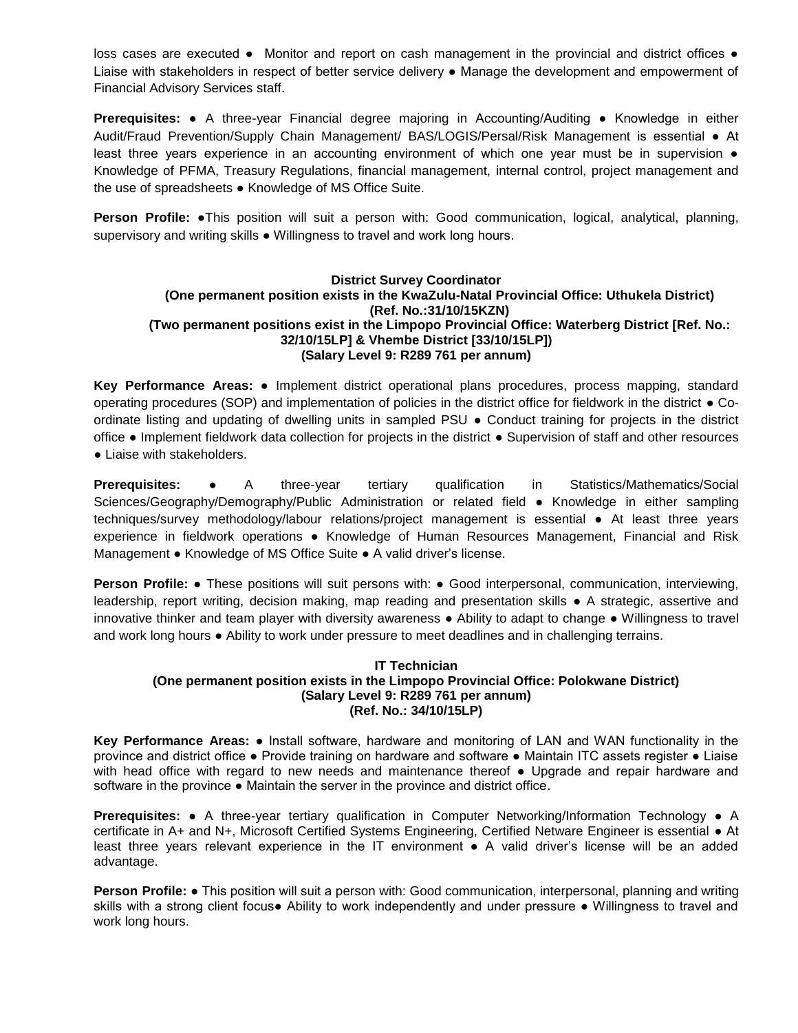loss cases are executed ● Monitor and report on cash management in the provincial and district offices ● Liaise with stakeholders in respect of better service delivery ● Manage the development and empowerment of Financial Advisory Services staff.

**Prerequisites:** ● A three-year Financial degree majoring in Accounting/Auditing ● Knowledge in either Audit/Fraud Prevention/Supply Chain Management/ BAS/LOGIS/Persal/Risk Management is essential ● At least three years experience in an accounting environment of which one year must be in supervision ● Knowledge of PFMA, Treasury Regulations, financial management, internal control, project management and the use of spreadsheets ● Knowledge of MS Office Suite.

**Person Profile:** ●This position will suit a person with: Good communication, logical, analytical, planning, supervisory and writing skills ● Willingness to travel and work long hours.

**District Survey Coordinator**
**(One permanent position exists in the KwaZulu-Natal Provincial Office: Uthukela District)**
**(Ref. No.:31/10/15KZN)**
**(Two permanent positions exist in the Limpopo Provincial Office: Waterberg District [Ref. No.: 32/10/15LP] & Vhembe District [33/10/15LP])**
**(Salary Level 9: R289 761 per annum)**

**Key Performance Areas:** ● Implement district operational plans procedures, process mapping, standard operating procedures (SOP) and implementation of policies in the district office for fieldwork in the district ● Co-ordinate listing and updating of dwelling units in sampled PSU ● Conduct training for projects in the district office ● Implement fieldwork data collection for projects in the district ● Supervision of staff and other resources ● Liaise with stakeholders.

**Prerequisites:** ● A three-year tertiary qualification in Statistics/Mathematics/Social Sciences/Geography/Demography/Public Administration or related field ● Knowledge in either sampling techniques/survey methodology/labour relations/project management is essential ● At least three years experience in fieldwork operations ● Knowledge of Human Resources Management, Financial and Risk Management ● Knowledge of MS Office Suite ● A valid driver's license.

**Person Profile:** ● These positions will suit persons with: ● Good interpersonal, communication, interviewing, leadership, report writing, decision making, map reading and presentation skills ● A strategic, assertive and innovative thinker and team player with diversity awareness ● Ability to adapt to change ● Willingness to travel and work long hours ● Ability to work under pressure to meet deadlines and in challenging terrains.

**IT Technician**
**(One permanent position exists in the Limpopo Provincial Office: Polokwane District)**
**(Salary Level 9: R289 761 per annum)**
**(Ref. No.: 34/10/15LP)**

**Key Performance Areas:** ● Install software, hardware and monitoring of LAN and WAN functionality in the province and district office ● Provide training on hardware and software ● Maintain ITC assets register ● Liaise with head office with regard to new needs and maintenance thereof ● Upgrade and repair hardware and software in the province ● Maintain the server in the province and district office.

**Prerequisites:** ● A three-year tertiary qualification in Computer Networking/Information Technology ● A certificate in A+ and N+, Microsoft Certified Systems Engineering, Certified Netware Engineer is essential ● At least three years relevant experience in the IT environment ● A valid driver's license will be an added advantage.

**Person Profile:** ● This position will suit a person with: Good communication, interpersonal, planning and writing skills with a strong client focus● Ability to work independently and under pressure ● Willingness to travel and work long hours.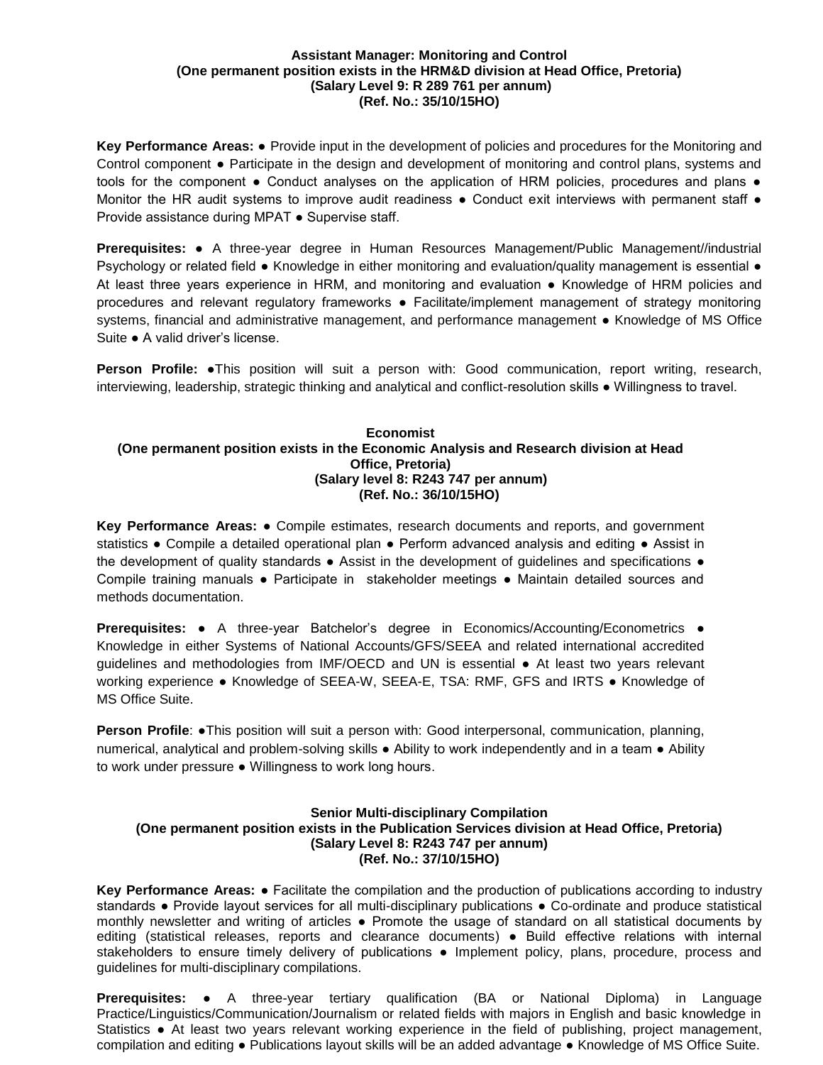**Assistant Manager: Monitoring and Control**
**(One permanent position exists in the HRM&D division at Head Office, Pretoria)**
**(Salary Level 9: R 289 761 per annum)**
**(Ref. No.: 35/10/15HO)**

**Key Performance Areas:** ● Provide input in the development of policies and procedures for the Monitoring and Control component ● Participate in the design and development of monitoring and control plans, systems and tools for the component ● Conduct analyses on the application of HRM policies, procedures and plans ● Monitor the HR audit systems to improve audit readiness ● Conduct exit interviews with permanent staff ● Provide assistance during MPAT ● Supervise staff.

**Prerequisites:** ● A three-year degree in Human Resources Management/Public Management//industrial Psychology or related field ● Knowledge in either monitoring and evaluation/quality management is essential ● At least three years experience in HRM, and monitoring and evaluation ● Knowledge of HRM policies and procedures and relevant regulatory frameworks ● Facilitate/implement management of strategy monitoring systems, financial and administrative management, and performance management ● Knowledge of MS Office Suite ● A valid driver's license.

**Person Profile:** ●This position will suit a person with: Good communication, report writing, research, interviewing, leadership, strategic thinking and analytical and conflict-resolution skills ● Willingness to travel.

**Economist**
**(One permanent position exists in the Economic Analysis and Research division at Head Office, Pretoria)**
**(Salary level 8: R243 747 per annum)**
**(Ref. No.: 36/10/15HO)**

**Key Performance Areas:** ● Compile estimates, research documents and reports, and government statistics ● Compile a detailed operational plan ● Perform advanced analysis and editing ● Assist in the development of quality standards ● Assist in the development of guidelines and specifications ● Compile training manuals ● Participate in stakeholder meetings ● Maintain detailed sources and methods documentation.

**Prerequisites:** ● A three-year Batchelor's degree in Economics/Accounting/Econometrics ● Knowledge in either Systems of National Accounts/GFS/SEEA and related international accredited guidelines and methodologies from IMF/OECD and UN is essential ● At least two years relevant working experience ● Knowledge of SEEA-W, SEEA-E, TSA: RMF, GFS and IRTS ● Knowledge of MS Office Suite.

**Person Profile**: ●This position will suit a person with: Good interpersonal, communication, planning, numerical, analytical and problem-solving skills ● Ability to work independently and in a team ● Ability to work under pressure ● Willingness to work long hours.

**Senior Multi-disciplinary Compilation**
**(One permanent position exists in the Publication Services division at Head Office, Pretoria)**
**(Salary Level 8: R243 747 per annum)**
**(Ref. No.: 37/10/15HO)**

**Key Performance Areas:** ● Facilitate the compilation and the production of publications according to industry standards ● Provide layout services for all multi-disciplinary publications ● Co-ordinate and produce statistical monthly newsletter and writing of articles ● Promote the usage of standard on all statistical documents by editing (statistical releases, reports and clearance documents) ● Build effective relations with internal stakeholders to ensure timely delivery of publications ● Implement policy, plans, procedure, process and guidelines for multi-disciplinary compilations.

**Prerequisites:** ● A three-year tertiary qualification (BA or National Diploma) in Language Practice/Linguistics/Communication/Journalism or related fields with majors in English and basic knowledge in Statistics ● At least two years relevant working experience in the field of publishing, project management, compilation and editing ● Publications layout skills will be an added advantage ● Knowledge of MS Office Suite.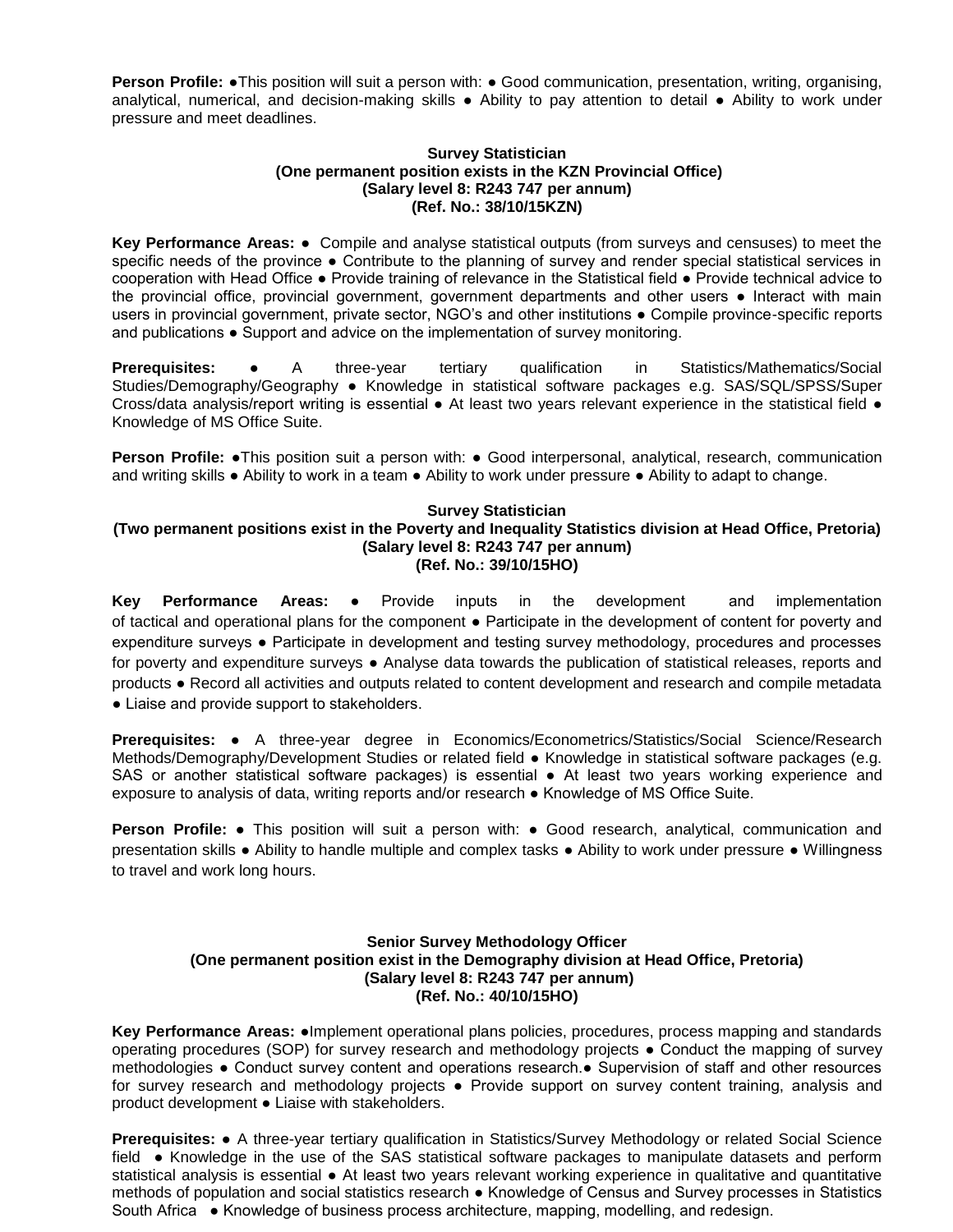**Person Profile:** ●This position will suit a person with: ● Good communication, presentation, writing, organising, analytical, numerical, and decision-making skills ● Ability to pay attention to detail ● Ability to work under pressure and meet deadlines.

**Survey Statistician**
**(One permanent position exists in the KZN Provincial Office)**
**(Salary level 8: R243 747 per annum)**
**(Ref. No.: 38/10/15KZN)**

**Key Performance Areas:** ● Compile and analyse statistical outputs (from surveys and censuses) to meet the specific needs of the province ● Contribute to the planning of survey and render special statistical services in cooperation with Head Office ● Provide training of relevance in the Statistical field ● Provide technical advice to the provincial office, provincial government, government departments and other users ● Interact with main users in provincial government, private sector, NGO's and other institutions ● Compile province-specific reports and publications ● Support and advice on the implementation of survey monitoring.

**Prerequisites:** ● A three-year tertiary qualification in Statistics/Mathematics/Social Studies/Demography/Geography ● Knowledge in statistical software packages e.g. SAS/SQL/SPSS/Super Cross/data analysis/report writing is essential ● At least two years relevant experience in the statistical field ● Knowledge of MS Office Suite.

**Person Profile:** ●This position suit a person with: ● Good interpersonal, analytical, research, communication and writing skills ● Ability to work in a team ● Ability to work under pressure ● Ability to adapt to change.

**Survey Statistician**
**(Two permanent positions exist in the Poverty and Inequality Statistics division at Head Office, Pretoria)**
**(Salary level 8: R243 747 per annum)**
**(Ref. No.: 39/10/15HO)**

**Key Performance Areas:** ● Provide inputs in the development and implementation of tactical and operational plans for the component ● Participate in the development of content for poverty and expenditure surveys ● Participate in development and testing survey methodology, procedures and processes for poverty and expenditure surveys ● Analyse data towards the publication of statistical releases, reports and products ● Record all activities and outputs related to content development and research and compile metadata ● Liaise and provide support to stakeholders.

**Prerequisites:** ● A three-year degree in Economics/Econometrics/Statistics/Social Science/Research Methods/Demography/Development Studies or related field ● Knowledge in statistical software packages (e.g. SAS or another statistical software packages) is essential ● At least two years working experience and exposure to analysis of data, writing reports and/or research ● Knowledge of MS Office Suite.

**Person Profile:** ● This position will suit a person with: ● Good research, analytical, communication and presentation skills ● Ability to handle multiple and complex tasks ● Ability to work under pressure ● Willingness to travel and work long hours.

**Senior Survey Methodology Officer**
**(One permanent position exist in the Demography division at Head Office, Pretoria)**
**(Salary level 8: R243 747 per annum)**
**(Ref. No.: 40/10/15HO)**

**Key Performance Areas:** ●Implement operational plans policies, procedures, process mapping and standards operating procedures (SOP) for survey research and methodology projects ● Conduct the mapping of survey methodologies ● Conduct survey content and operations research.● Supervision of staff and other resources for survey research and methodology projects ● Provide support on survey content training, analysis and product development ● Liaise with stakeholders.

**Prerequisites:** ● A three-year tertiary qualification in Statistics/Survey Methodology or related Social Science field ● Knowledge in the use of the SAS statistical software packages to manipulate datasets and perform statistical analysis is essential ● At least two years relevant working experience in qualitative and quantitative methods of population and social statistics research ● Knowledge of Census and Survey processes in Statistics South Africa ● Knowledge of business process architecture, mapping, modelling, and redesign.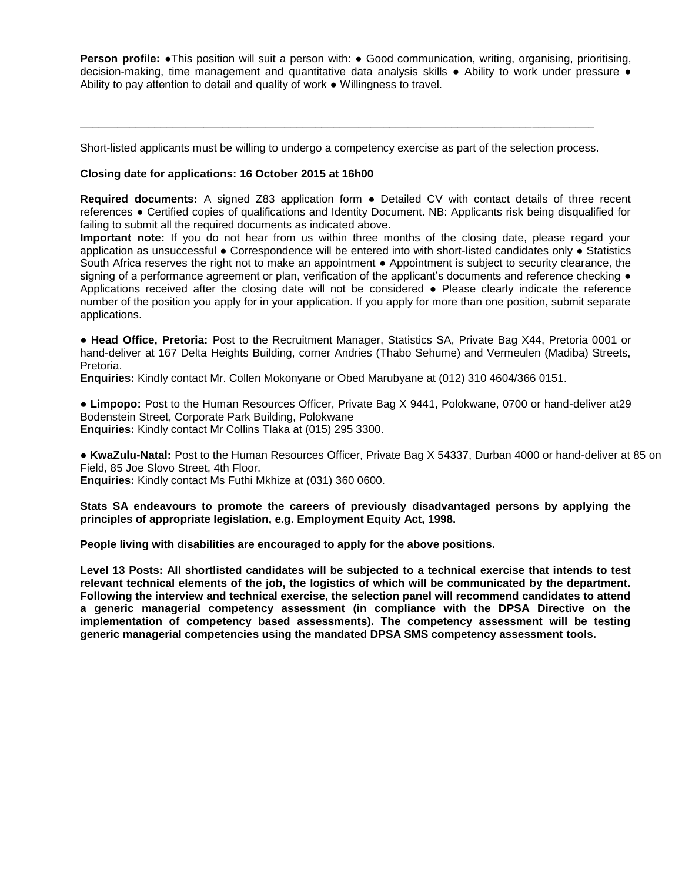**Person profile:** ●This position will suit a person with: ● Good communication, writing, organising, prioritising, decision-making, time management and quantitative data analysis skills ● Ability to work under pressure ● Ability to pay attention to detail and quality of work ● Willingness to travel.

---

Short-listed applicants must be willing to undergo a competency exercise as part of the selection process.

**Closing date for applications: 16 October 2015 at 16h00**

**Required documents:** A signed Z83 application form ● Detailed CV with contact details of three recent references ● Certified copies of qualifications and Identity Document. NB: Applicants risk being disqualified for failing to submit all the required documents as indicated above.

**Important note:** If you do not hear from us within three months of the closing date, please regard your application as unsuccessful ● Correspondence will be entered into with short-listed candidates only ● Statistics South Africa reserves the right not to make an appointment ● Appointment is subject to security clearance, the signing of a performance agreement or plan, verification of the applicant's documents and reference checking ● Applications received after the closing date will not be considered ● Please clearly indicate the reference number of the position you apply for in your application. If you apply for more than one position, submit separate applications.

● **Head Office, Pretoria:** Post to the Recruitment Manager, Statistics SA, Private Bag X44, Pretoria 0001 or hand-deliver at 167 Delta Heights Building, corner Andries (Thabo Sehume) and Vermeulen (Madiba) Streets, Pretoria.
**Enquiries:** Kindly contact Mr. Collen Mokonyane or Obed Marubyane at (012) 310 4604/366 0151.

● **Limpopo:** Post to the Human Resources Officer, Private Bag X 9441, Polokwane, 0700 or hand-deliver at29 Bodenstein Street, Corporate Park Building, Polokwane
**Enquiries:** Kindly contact Mr Collins Tlaka at (015) 295 3300.

● **KwaZulu-Natal:** Post to the Human Resources Officer, Private Bag X 54337, Durban 4000 or hand-deliver at 85 on Field, 85 Joe Slovo Street, 4th Floor.
**Enquiries:** Kindly contact Ms Futhi Mkhize at (031) 360 0600.

**Stats SA endeavours to promote the careers of previously disadvantaged persons by applying the principles of appropriate legislation, e.g. Employment Equity Act, 1998.**

**People living with disabilities are encouraged to apply for the above positions.**

**Level 13 Posts: All shortlisted candidates will be subjected to a technical exercise that intends to test relevant technical elements of the job, the logistics of which will be communicated by the department. Following the interview and technical exercise, the selection panel will recommend candidates to attend a generic managerial competency assessment (in compliance with the DPSA Directive on the implementation of competency based assessments). The competency assessment will be testing generic managerial competencies using the mandated DPSA SMS competency assessment tools.**